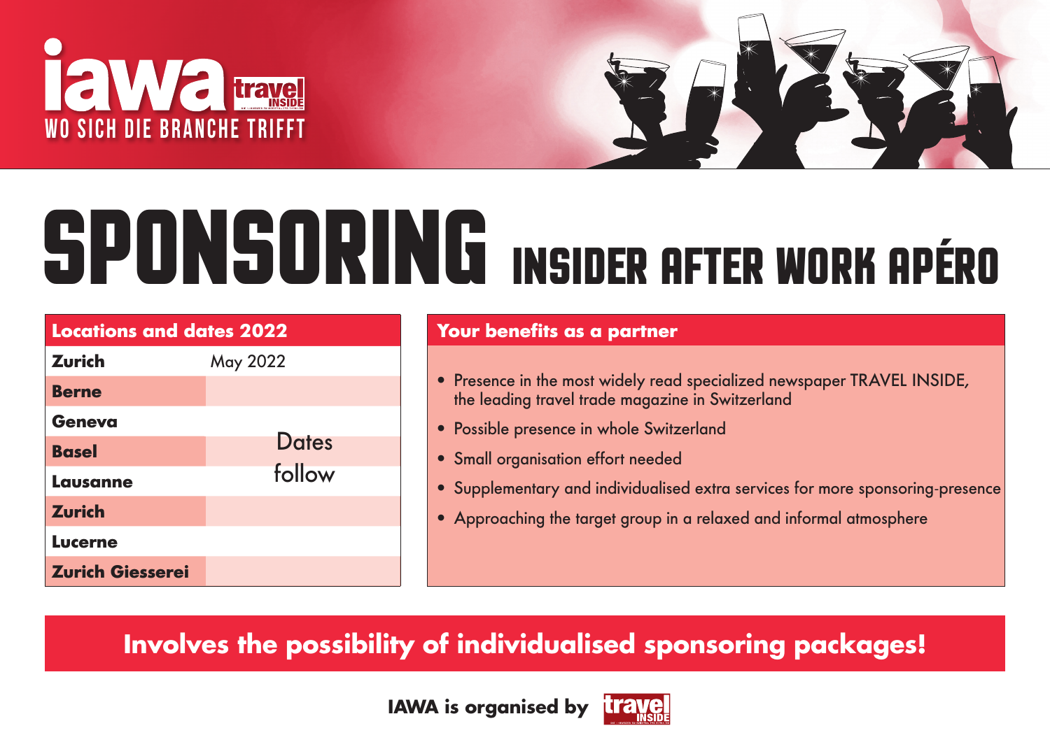**iawa** travel INSIDE

WO SICH DIE BRANCHE TRIFFT

# SPONSORING INSIDER AFTER WORK APÉRO

| Locations and dates 2022 | |
|---|---|
| **Zurich** | May 2022 |
| **Berne** | Dates follow |
| **Geneva** | |
| **Basel** | |
| **Lausanne** | |
| **Zurich** | |
| **Lucerne** | |
| **Zurich Giesserei** | |

## Your benefits as a partner

- Presence in the most widely read specialized newspaper TRAVEL INSIDE, the leading travel trade magazine in Switzerland
- Possible presence in whole Switzerland
- Small organisation effort needed
- Supplementary and individualised extra services for more sponsoring-presence
- Approaching the target group in a relaxed and informal atmosphere

**Involves the possibility of individualised sponsoring packages!**

**IAWA is organised by** travel INSIDE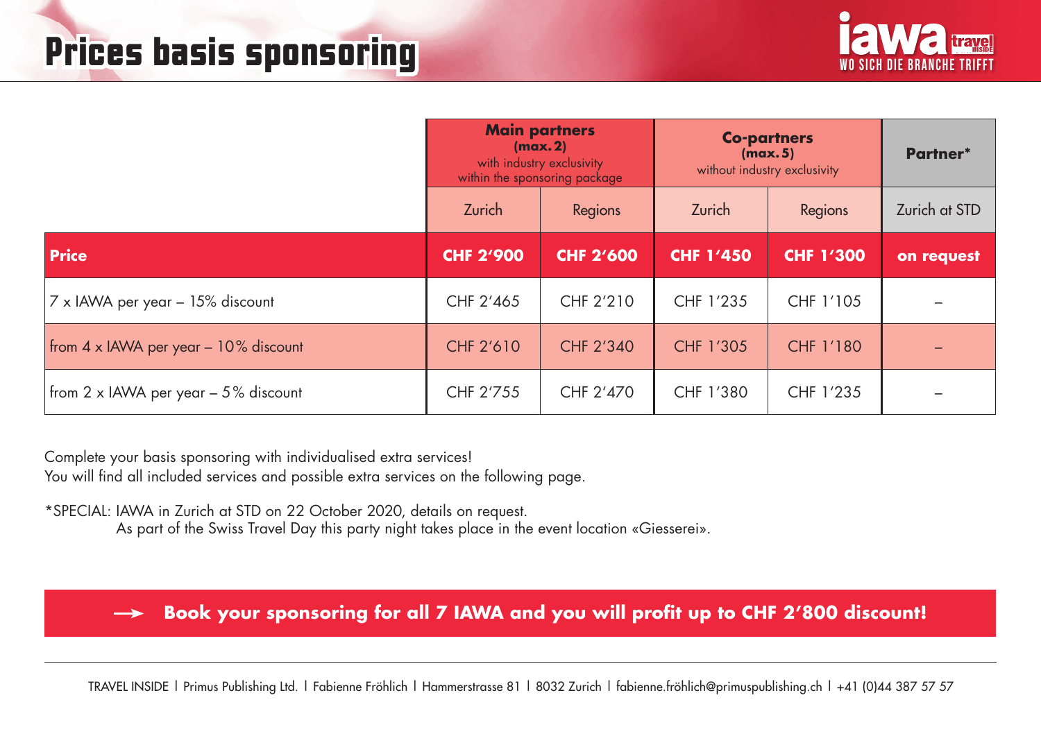# Prices basis sponsoring

| | Main partners (max. 2) with industry exclusivity within the sponsoring package | | Co-partners (max. 5) without industry exclusivity | | Partner* |
|---|---|---|---|---|---|
| | Zurich | Regions | Zurich | Regions | Zurich at STD |
| **Price** | **CHF 2'900** | **CHF 2'600** | **CHF 1'450** | **CHF 1'300** | **on request** |
| 7 x IAWA per year – 15% discount | CHF 2'465 | CHF 2'210 | CHF 1'235 | CHF 1'105 | – |
| from 4 x IAWA per year – 10% discount | CHF 2'610 | CHF 2'340 | CHF 1'305 | CHF 1'180 | – |
| from 2 x IAWA per year – 5% discount | CHF 2'755 | CHF 2'470 | CHF 1'380 | CHF 1'235 | – |

Complete your basis sponsoring with individualised extra services!
You will find all included services and possible extra services on the following page.

*SPECIAL: IAWA in Zurich at STD on 22 October 2020, details on request.
As part of the Swiss Travel Day this party night takes place in the event location «Giesserei».

**→ Book your sponsoring for all 7 IAWA and you will profit up to CHF 2'800 discount!**

TRAVEL INSIDE | Primus Publishing Ltd. | Fabienne Fröhlich | Hammerstrasse 81 | 8032 Zurich | fabienne.fröhlich@primuspublishing.ch | +41 (0)44 387 57 57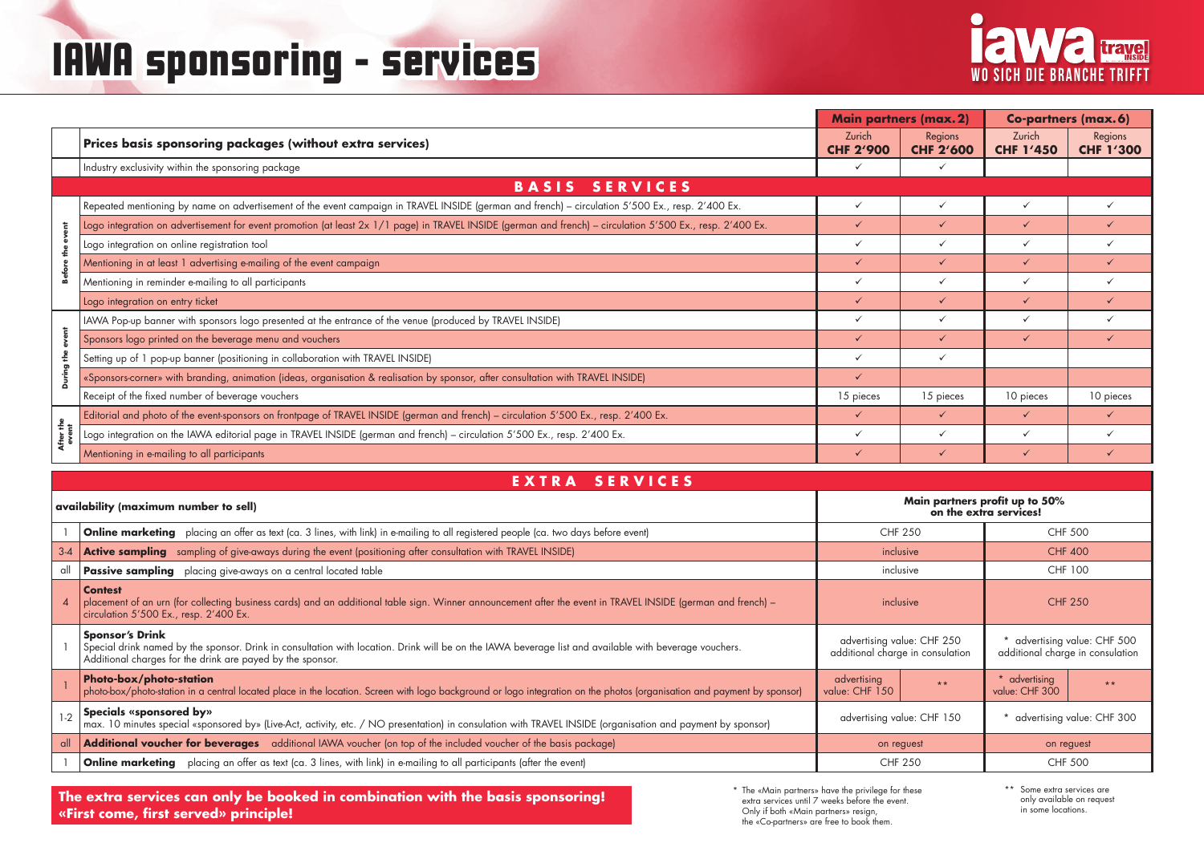# IAWA sponsoring - services

iawa travel INSIDE — WO SICH DIE BRANCHE TRIFFT

| | Prices basis sponsoring packages (without extra services) | Main partners (max. 2) Zurich CHF 2'900 | Main partners (max. 2) Regions CHF 2'600 | Co-partners (max. 6) Zurich CHF 1'450 | Co-partners (max. 6) Regions CHF 1'300 |
|---|---|---|---|---|---|
| | Industry exclusivity within the sponsoring package | ✓ | ✓ | | |
| | **BASIS SERVICES** | | | | |
| Before the event | Repeated mentioning by name on advertisement of the event campaign in TRAVEL INSIDE (german and french) – circulation 5'500 Ex., resp. 2'400 Ex. | ✓ | ✓ | ✓ | ✓ |
| Before the event | Logo integration on advertisement for event promotion (at least 2x 1/1 page) in TRAVEL INSIDE (german and french) – circulation 5'500 Ex., resp. 2'400 Ex. | ✓ | ✓ | ✓ | ✓ |
| Before the event | Logo integration on online registration tool | ✓ | ✓ | ✓ | ✓ |
| Before the event | Mentioning in at least 1 advertising e-mailing of the event campaign | ✓ | ✓ | ✓ | ✓ |
| Before the event | Mentioning in reminder e-mailing to all participants | ✓ | ✓ | ✓ | ✓ |
| Before the event | Logo integration on entry ticket | ✓ | ✓ | ✓ | ✓ |
| During the event | IAWA Pop-up banner with sponsors logo presented at the entrance of the venue (produced by TRAVEL INSIDE) | ✓ | ✓ | ✓ | ✓ |
| During the event | Sponsors logo printed on the beverage menu and vouchers | ✓ | ✓ | ✓ | ✓ |
| During the event | Setting up of 1 pop-up banner (positioning in collaboration with TRAVEL INSIDE) | ✓ | ✓ | | |
| During the event | «Sponsors-corner» with branding, animation (ideas, organisation & realisation by sponsor, after consultation with TRAVEL INSIDE) | ✓ | | | |
| During the event | Receipt of the fixed number of beverage vouchers | 15 pieces | 15 pieces | 10 pieces | 10 pieces |
| After the event | Editorial and photo of the event-sponsors on frontpage of TRAVEL INSIDE (german and french) – circulation 5'500 Ex., resp. 2'400 Ex. | ✓ | ✓ | ✓ | ✓ |
| After the event | Logo integration on the IAWA editorial page in TRAVEL INSIDE (german and french) – circulation 5'500 Ex., resp. 2'400 Ex. | ✓ | ✓ | ✓ | ✓ |
| After the event | Mentioning in e-mailing to all participants | ✓ | ✓ | ✓ | ✓ |

## EXTRA SERVICES

| availability (maximum number to sell) | | Main partners profit up to 50% on the extra services! | | | |
|---|---|---|---|---|---|
| 1 | **Online marketing** placing an offer as text (ca. 3 lines, with link) in e-mailing to all registered people (ca. two days before event) | CHF 250 | | CHF 500 | |
| 3-4 | **Active sampling** sampling of give-aways during the event (positioning after consultation with TRAVEL INSIDE) | inclusive | | CHF 400 | |
| all | **Passive sampling** placing give-aways on a central located table | inclusive | | CHF 100 | |
| 4 | **Contest** placement of an urn (for collecting business cards) and an additional table sign. Winner announcement after the event in TRAVEL INSIDE (german and french) – circulation 5'500 Ex., resp. 2'400 Ex. | inclusive | | CHF 250 | |
| 1 | **Sponsor's Drink** Special drink named by the sponsor. Drink in consultation with location. Drink will be on the IAWA beverage list and available with beverage vouchers. Additional charges for the drink are payed by the sponsor. | advertising value: CHF 250 additional charge in consulation | | * advertising value: CHF 500 additional charge in consulation | |
| 1 | **Photo-box/photo-station** photo-box/photo-station in a central located place in the location. Screen with logo background or logo integration on the photos (organisation and payment by sponsor) | advertising value: CHF 150 | ** | * advertising value: CHF 300 | ** |
| 1-2 | **Specials «sponsored by»** max. 10 minutes special «sponsored by» (Live-Act, activity, etc. / NO presentation) in consulation with TRAVEL INSIDE (organisation and payment by sponsor) | advertising value: CHF 150 | | * advertising value: CHF 300 | |
| all | **Additional voucher for beverages** additional IAWA voucher (on top of the included voucher of the basis package) | on reguest | | on reguest | |
| 1 | **Online marketing** placing an offer as text (ca. 3 lines, with link) in e-mailing to all participants (after the event) | CHF 250 | | CHF 500 | |

**The extra services can only be booked in combination with the basis sponsoring!**
**«First come, first served» principle!**

\* The «Main partners» have the privilege for these extra services until 7 weeks before the event. Only if both «Main partners» resign, the «Co-partners» are free to book them.

\*\* Some extra services are only available on request in some locations.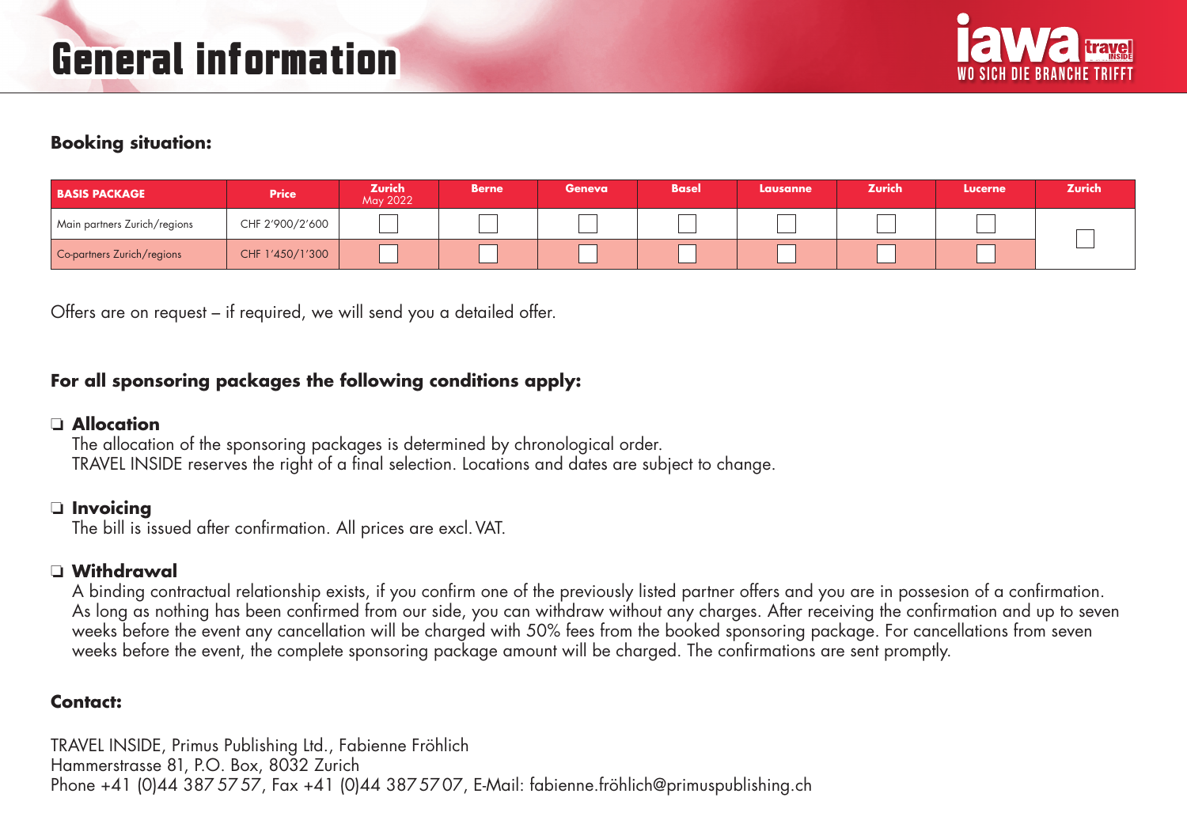# General information

**Booking situation:**

| BASIS PACKAGE | Price | Zurich May 2022 | Berne | Geneva | Basel | Lausanne | Zurich | Lucerne | Zurich |
|---|---|---|---|---|---|---|---|---|---|
| Main partners Zurich/regions | CHF 2'900/2'600 | ☐ | ☐ | ☐ | ☐ | ☐ | ☐ | ☐ | ☐ |
| Co-partners Zurich/regions | CHF 1'450/1'300 | ☐ | ☐ | ☐ | ☐ | ☐ | ☐ | ☐ | |

Offers are on request – if required, we will send you a detailed offer.

**For all sponsoring packages the following conditions apply:**

❑ **Allocation**
The allocation of the sponsoring packages is determined by chronological order.
TRAVEL INSIDE reserves the right of a final selection. Locations and dates are subject to change.

❑ **Invoicing**
The bill is issued after confirmation. All prices are excl. VAT.

❑ **Withdrawal**
A binding contractual relationship exists, if you confirm one of the previously listed partner offers and you are in possesion of a confirmation. As long as nothing has been confirmed from our side, you can withdraw without any charges. After receiving the confirmation and up to seven weeks before the event any cancellation will be charged with 50% fees from the booked sponsoring package. For cancellations from seven weeks before the event, the complete sponsoring package amount will be charged. The confirmations are sent promptly.

**Contact:**

TRAVEL INSIDE, Primus Publishing Ltd., Fabienne Fröhlich
Hammerstrasse 81, P.O. Box, 8032 Zurich
Phone +41 (0)44 387 57 57, Fax +41 (0)44 387 57 07, E-Mail: fabienne.fröhlich@primuspublishing.ch